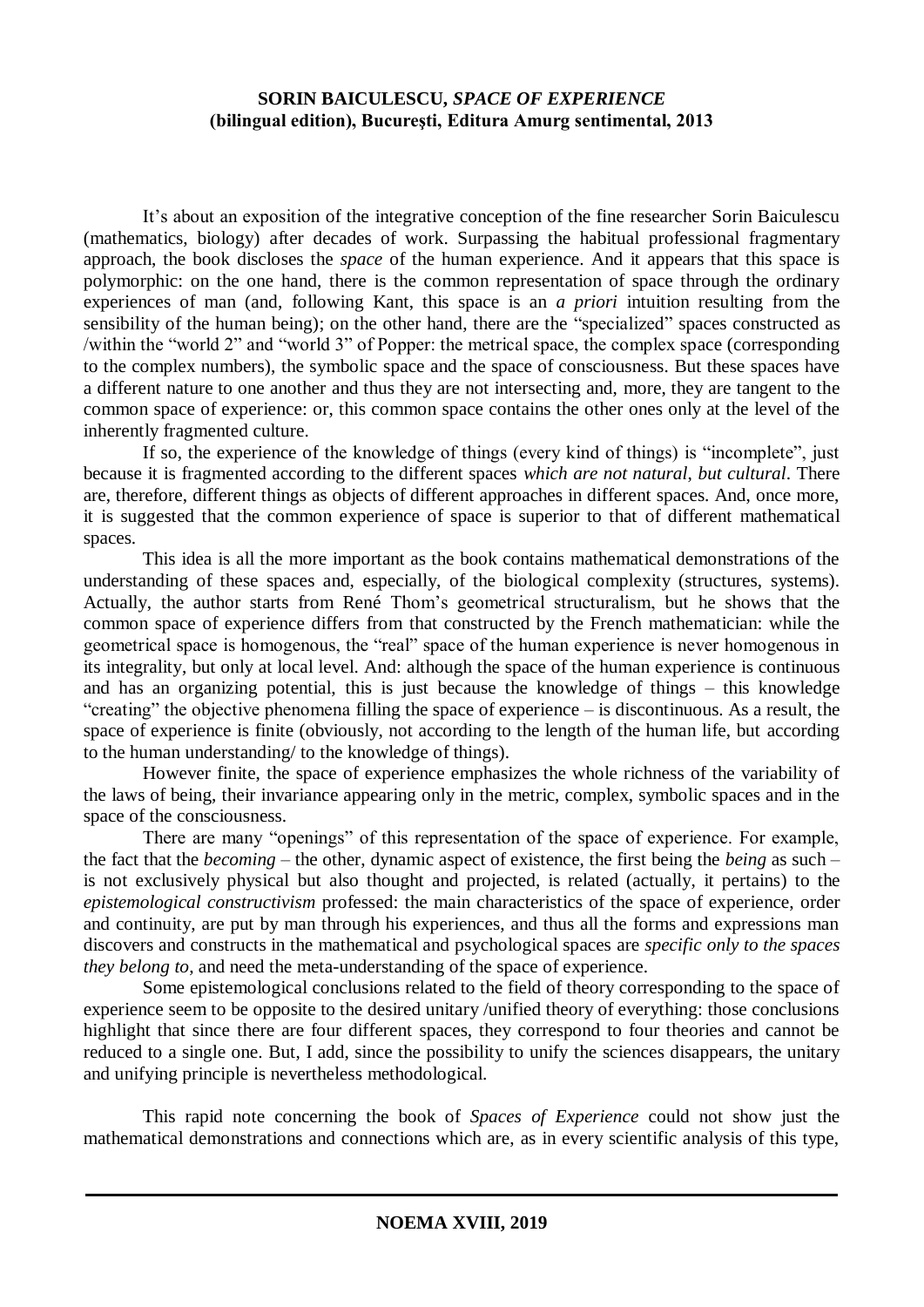**SORIN BAICULESCU, *SPACE OF EXPERIENCE* (bilingual edition), Bucureşti, Editura Amurg sentimental, 2013**

It's about an exposition of the integrative conception of the fine researcher Sorin Baiculescu (mathematics, biology) after decades of work. Surpassing the habitual professional fragmentary approach, the book discloses the *space* of the human experience. And it appears that this space is polymorphic: on the one hand, there is the common representation of space through the ordinary experiences of man (and, following Kant, this space is an *a priori* intuition resulting from the sensibility of the human being); on the other hand, there are the "specialized" spaces constructed as /within the "world 2" and "world 3" of Popper: the metrical space, the complex space (corresponding to the complex numbers), the symbolic space and the space of consciousness. But these spaces have a different nature to one another and thus they are not intersecting and, more, they are tangent to the common space of experience: or, this common space contains the other ones only at the level of the inherently fragmented culture.

If so, the experience of the knowledge of things (every kind of things) is "incomplete", just because it is fragmented according to the different spaces *which are not natural, but cultural*. There are, therefore, different things as objects of different approaches in different spaces. And, once more, it is suggested that the common experience of space is superior to that of different mathematical spaces.

This idea is all the more important as the book contains mathematical demonstrations of the understanding of these spaces and, especially, of the biological complexity (structures, systems). Actually, the author starts from René Thom's geometrical structuralism, but he shows that the common space of experience differs from that constructed by the French mathematician: while the geometrical space is homogenous, the "real" space of the human experience is never homogenous in its integrality, but only at local level. And: although the space of the human experience is continuous and has an organizing potential, this is just because the knowledge of things – this knowledge "creating" the objective phenomena filling the space of experience – is discontinuous. As a result, the space of experience is finite (obviously, not according to the length of the human life, but according to the human understanding/ to the knowledge of things).

However finite, the space of experience emphasizes the whole richness of the variability of the laws of being, their invariance appearing only in the metric, complex, symbolic spaces and in the space of the consciousness.

There are many "openings" of this representation of the space of experience. For example, the fact that the *becoming* – the other, dynamic aspect of existence, the first being the *being* as such – is not exclusively physical but also thought and projected, is related (actually, it pertains) to the *epistemological constructivism* professed: the main characteristics of the space of experience, order and continuity, are put by man through his experiences, and thus all the forms and expressions man discovers and constructs in the mathematical and psychological spaces are *specific only to the spaces they belong to*, and need the meta-understanding of the space of experience.

Some epistemological conclusions related to the field of theory corresponding to the space of experience seem to be opposite to the desired unitary /unified theory of everything: those conclusions highlight that since there are four different spaces, they correspond to four theories and cannot be reduced to a single one. But, I add, since the possibility to unify the sciences disappears, the unitary and unifying principle is nevertheless methodological.

This rapid note concerning the book of *Spaces of Experience* could not show just the mathematical demonstrations and connections which are, as in every scientific analysis of this type,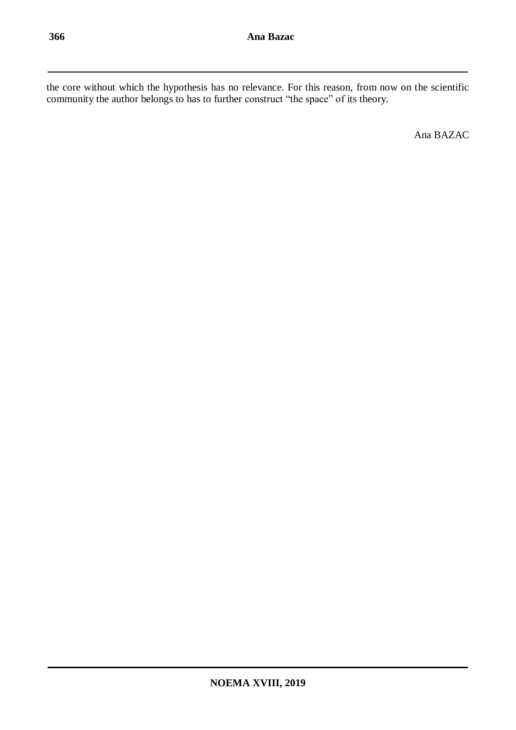the core without which the hypothesis has no relevance. For this reason, from now on the scientific community the author belongs to has to further construct "the space" of its theory.

Ana BAZAC